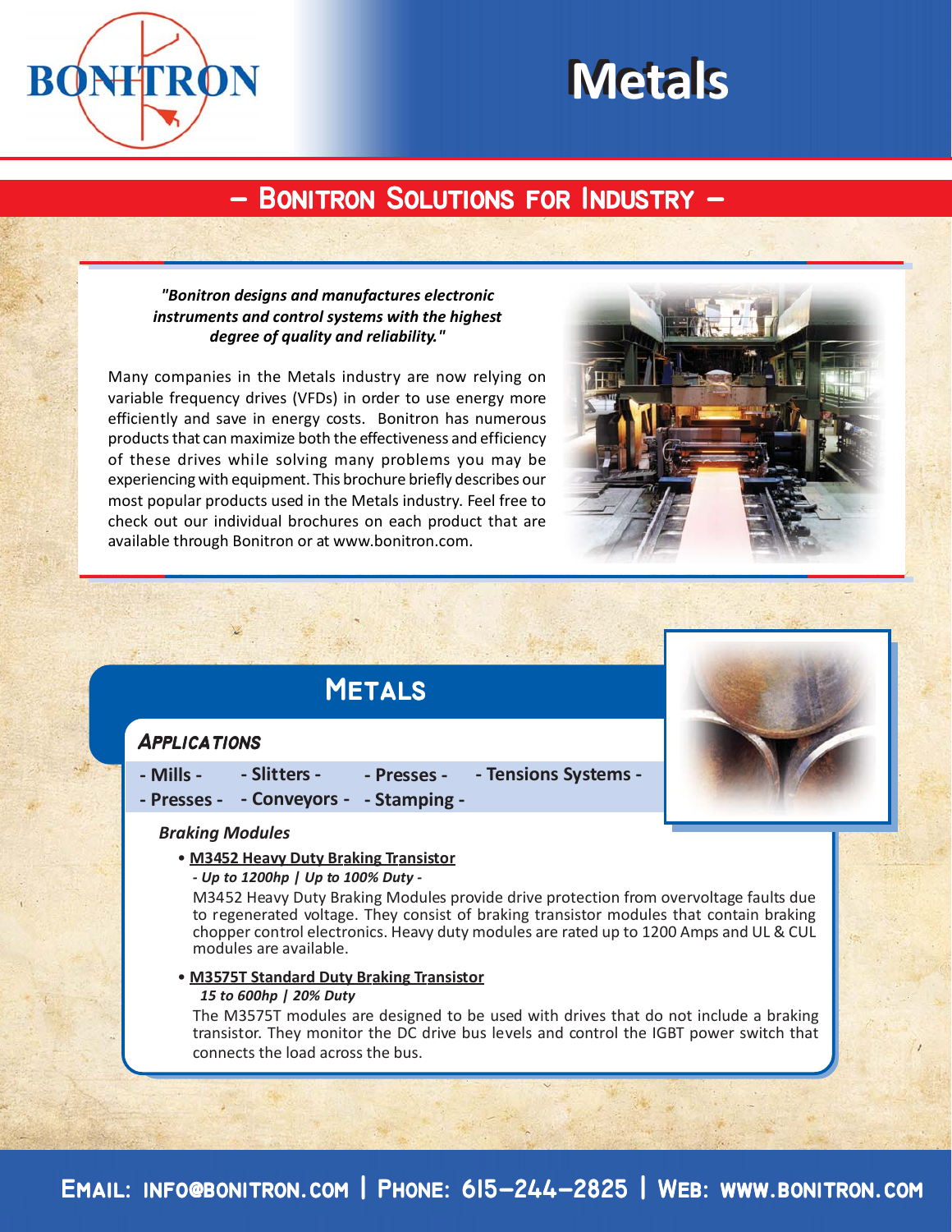BONITRON

# Metals

## – Bonitron Solutions for Industry –

***"Bonitron designs and manufactures electronic instruments and control systems with the highest degree of quality and reliability."***

Many companies in the Metals industry are now relying on variable frequency drives (VFDs) in order to use energy more efficiently and save in energy costs. Bonitron has numerous products that can maximize both the effectiveness and efficiency of these drives while solving many problems you may be experiencing with equipment. This brochure briefly describes our most popular products used in the Metals industry. Feel free to check out our individual brochures on each product that are available through Bonitron or at www.bonitron.com.

## Metals

### Applications

- Mills - - Slitters - - Presses - - Tensions Systems -
- Presses - - Conveyors - - Stamping -

#### *Braking Modules*

- **M3452 Heavy Duty Braking Transistor**
  ***- Up to 1200hp | Up to 100% Duty -***
  M3452 Heavy Duty Braking Modules provide drive protection from overvoltage faults due to regenerated voltage. They consist of braking transistor modules that contain braking chopper control electronics. Heavy duty modules are rated up to 1200 Amps and UL & CUL modules are available.

- **M3575T Standard Duty Braking Transistor**
  ***15 to 600hp | 20% Duty***
  The M3575T modules are designed to be used with drives that do not include a braking transistor. They monitor the DC drive bus levels and control the IGBT power switch that connects the load across the bus.

**Email: info@bonitron.com | Phone: 615-244-2825 | Web: www.bonitron.com**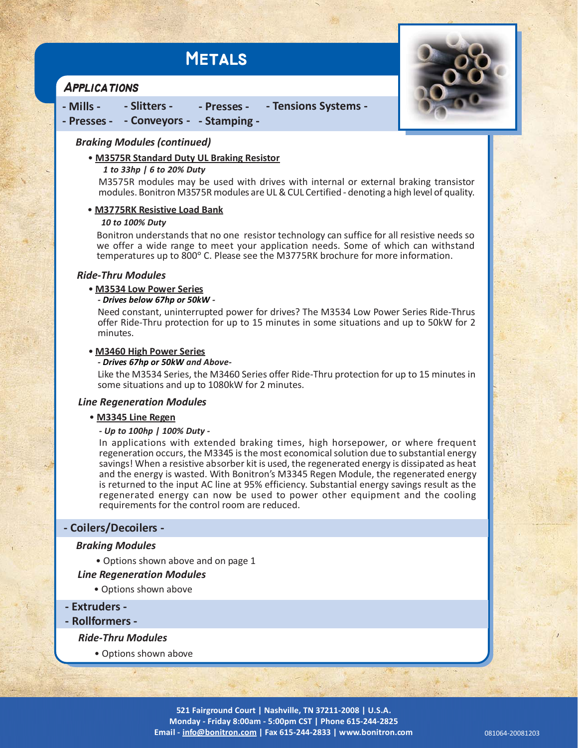# Metals

## Applications

- Mills - - Slitters - - Presses - - Tensions Systems -
- Presses - - Conveyors - - Stamping -

### *Braking Modules (continued)*

- **M3575R Standard Duty UL Braking Resistor**

  ***1 to 33hp | 6 to 20% Duty***

  M3575R modules may be used with drives with internal or external braking transistor modules. Bonitron M3575R modules are UL & CUL Certified - denoting a high level of quality.

- **M3775RK Resistive Load Bank**

  ***10 to 100% Duty***

  Bonitron understands that no one resistor technology can suffice for all resistive needs so we offer a wide range to meet your application needs. Some of which can withstand temperatures up to 800° C. Please see the M3775RK brochure for more information.

### *Ride-Thru Modules*

- **M3534 Low Power Series**

  ***- Drives below 67hp or 50kW -***

  Need constant, uninterrupted power for drives? The M3534 Low Power Series Ride-Thrus offer Ride-Thru protection for up to 15 minutes in some situations and up to 50kW for 2 minutes.

- **M3460 High Power Series**

  ***- Drives 67hp or 50kW and Above-***

  Like the M3534 Series, the M3460 Series offer Ride-Thru protection for up to 15 minutes in some situations and up to 1080kW for 2 minutes.

### *Line Regeneration Modules*

- **M3345 Line Regen**

  ***- Up to 100hp | 100% Duty -***

  In applications with extended braking times, high horsepower, or where frequent regeneration occurs, the M3345 is the most economical solution due to substantial energy savings! When a resistive absorber kit is used, the regenerated energy is dissipated as heat and the energy is wasted. With Bonitron's M3345 Regen Module, the regenerated energy is returned to the input AC line at 95% efficiency. Substantial energy savings result as the regenerated energy can now be used to power other equipment and the cooling requirements for the control room are reduced.

## - Coilers/Decoilers -

### *Braking Modules*

- Options shown above and on page 1

### *Line Regeneration Modules*

- Options shown above

## - Extruders -
## - Rollformers -

### *Ride-Thru Modules*

- Options shown above

521 Fairground Court | Nashville, TN 37211-2008 | U.S.A.
Monday - Friday 8:00am - 5:00pm CST | Phone 615-244-2825
Email - info@bonitron.com | Fax 615-244-2833 | www.bonitron.com

081064-20081203